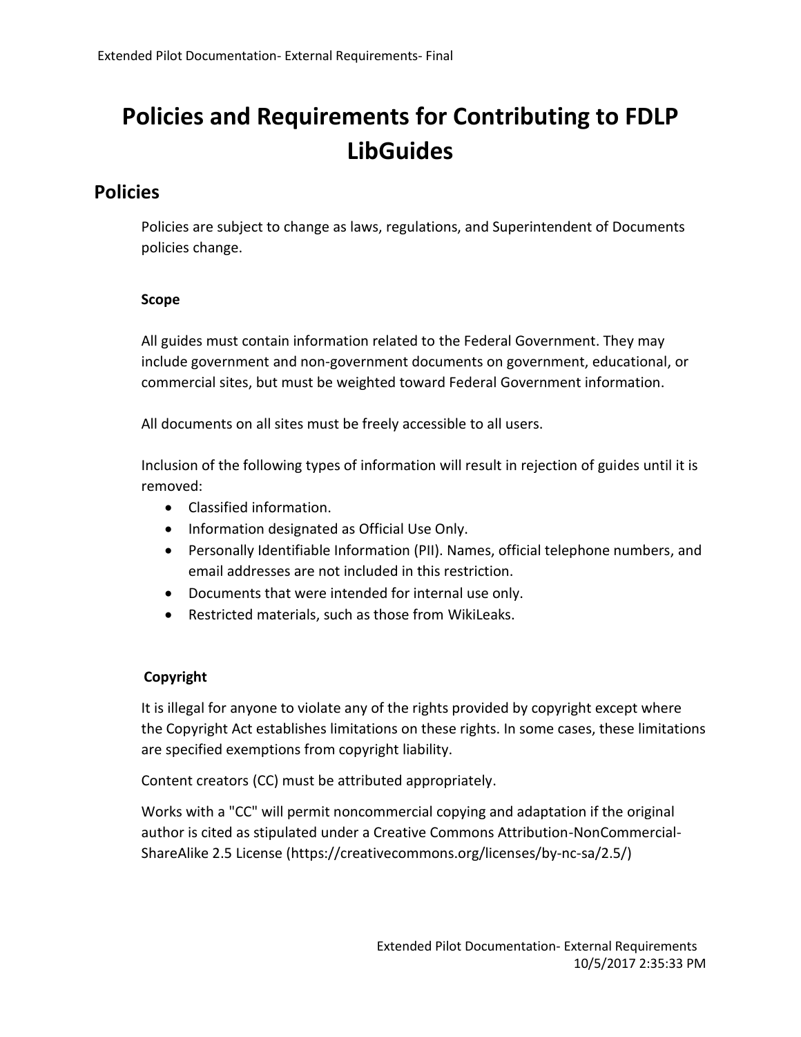# Policies and Requirements for Contributing to FDLP LibGuides

## Policies

Policies are subject to change as laws, regulations, and Superintendent of Documents policies change.

### Scope

All guides must contain information related to the Federal Government. They may include government and non-government documents on government, educational, or commercial sites, but must be weighted toward Federal Government information.

All documents on all sites must be freely accessible to all users.

Inclusion of the following types of information will result in rejection of guides until it is removed:

- Classified information.
- Information designated as Official Use Only.
- Personally Identifiable Information (PII). Names, official telephone numbers, and email addresses are not included in this restriction.
- Documents that were intended for internal use only.
- Restricted materials, such as those from WikiLeaks.

### Copyright

It is illegal for anyone to violate any of the rights provided by copyright except where the Copyright Act establishes limitations on these rights. In some cases, these limitations are specified exemptions from copyright liability.

Content creators (CC) must be attributed appropriately.

Works with a "CC" will permit noncommercial copying and adaptation if the original author is cited as stipulated under a Creative Commons Attribution-NonCommercial-ShareAlike 2.5 License (https://creativecommons.org/licenses/by-nc-sa/2.5/)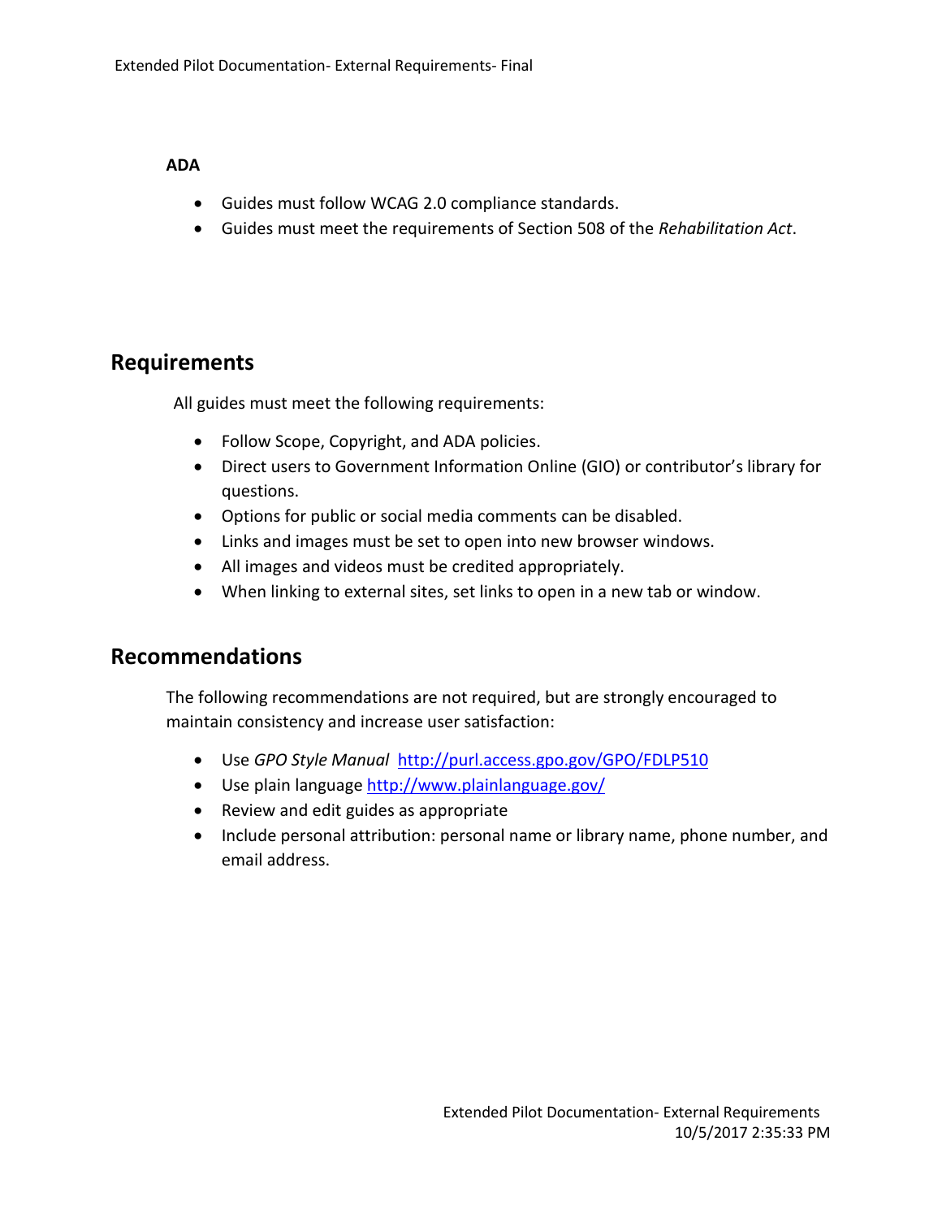**ADA**

- Guides must follow WCAG 2.0 compliance standards.
- Guides must meet the requirements of Section 508 of the *Rehabilitation Act*.

## Requirements

All guides must meet the following requirements:

- Follow Scope, Copyright, and ADA policies.
- Direct users to Government Information Online (GIO) or contributor's library for questions.
- Options for public or social media comments can be disabled.
- Links and images must be set to open into new browser windows.
- All images and videos must be credited appropriately.
- When linking to external sites, set links to open in a new tab or window.

## Recommendations

The following recommendations are not required, but are strongly encouraged to maintain consistency and increase user satisfaction:

- Use *GPO Style Manual* [http://purl.access.gpo.gov/GPO/FDLP510](http://purl.access.gpo.gov/GPO/FDLP510)
- Use plain language [http://www.plainlanguage.gov/](http://www.plainlanguage.gov/)
- Review and edit guides as appropriate
- Include personal attribution: personal name or library name, phone number, and email address.